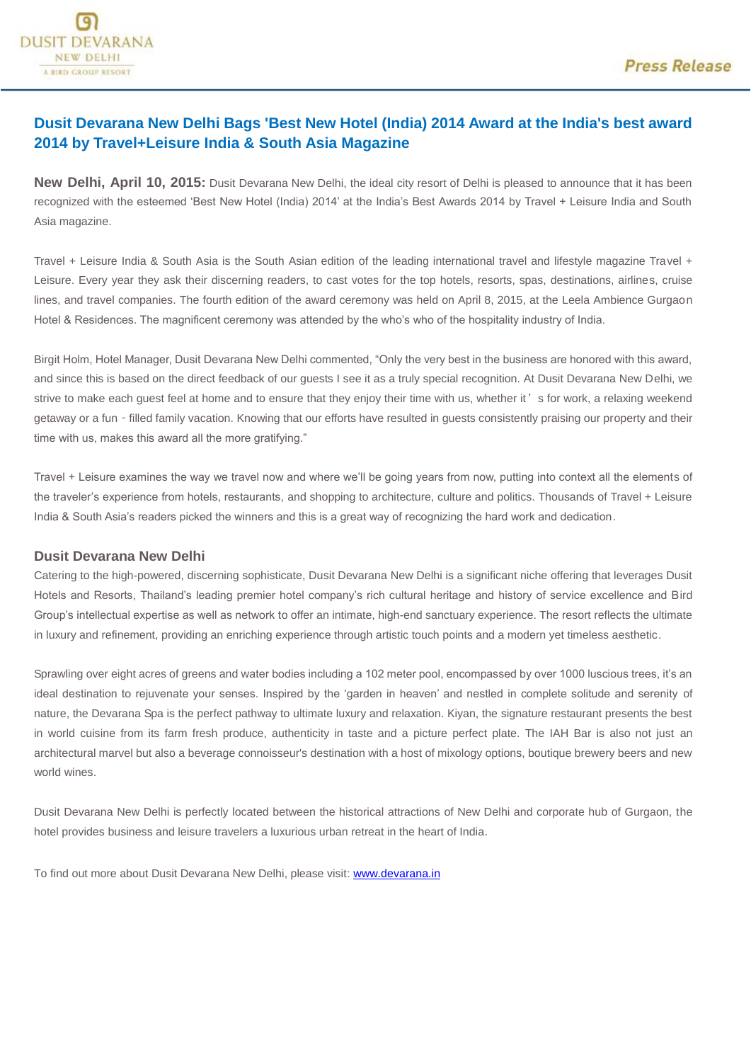# Dusit Devarana New Delhi Bags 'Best New Hotel (India) 2014 Award at the India's best award 2014 by Travel+Leisure India & South Asia Magazine

**New Delhi, April 10, 2015:** Dusit Devarana New Delhi, the ideal city resort of Delhi is pleased to announce that it has been recognized with the esteemed 'Best New Hotel (India) 2014' at the India's Best Awards 2014 by Travel + Leisure India and South Asia magazine.

Travel + Leisure India & South Asia is the South Asian edition of the leading international travel and lifestyle magazine Travel + Leisure. Every year they ask their discerning readers, to cast votes for the top hotels, resorts, spas, destinations, airlines, cruise lines, and travel companies. The fourth edition of the award ceremony was held on April 8, 2015, at the Leela Ambience Gurgaon Hotel & Residences. The magnificent ceremony was attended by the who's who of the hospitality industry of India.

Birgit Holm, Hotel Manager, Dusit Devarana New Delhi commented, "Only the very best in the business are honored with this award, and since this is based on the direct feedback of our guests I see it as a truly special recognition. At Dusit Devarana New Delhi, we strive to make each guest feel at home and to ensure that they enjoy their time with us, whether it's for work, a relaxing weekend getaway or a fun - filled family vacation. Knowing that our efforts have resulted in guests consistently praising our property and their time with us, makes this award all the more gratifying."

Travel + Leisure examines the way we travel now and where we'll be going years from now, putting into context all the elements of the traveler's experience from hotels, restaurants, and shopping to architecture, culture and politics. Thousands of Travel + Leisure India & South Asia's readers picked the winners and this is a great way of recognizing the hard work and dedication.

### Dusit Devarana New Delhi

Catering to the high-powered, discerning sophisticate, Dusit Devarana New Delhi is a significant niche offering that leverages Dusit Hotels and Resorts, Thailand's leading premier hotel company's rich cultural heritage and history of service excellence and Bird Group's intellectual expertise as well as network to offer an intimate, high-end sanctuary experience. The resort reflects the ultimate in luxury and refinement, providing an enriching experience through artistic touch points and a modern yet timeless aesthetic.

Sprawling over eight acres of greens and water bodies including a 102 meter pool, encompassed by over 1000 luscious trees, it's an ideal destination to rejuvenate your senses. Inspired by the 'garden in heaven' and nestled in complete solitude and serenity of nature, the Devarana Spa is the perfect pathway to ultimate luxury and relaxation. Kiyan, the signature restaurant presents the best in world cuisine from its farm fresh produce, authenticity in taste and a picture perfect plate. The IAH Bar is also not just an architectural marvel but also a beverage connoisseur's destination with a host of mixology options, boutique brewery beers and new world wines.

Dusit Devarana New Delhi is perfectly located between the historical attractions of New Delhi and corporate hub of Gurgaon, the hotel provides business and leisure travelers a luxurious urban retreat in the heart of India.

To find out more about Dusit Devarana New Delhi, please visit: [www.devarana.in](http://www.devarana.in)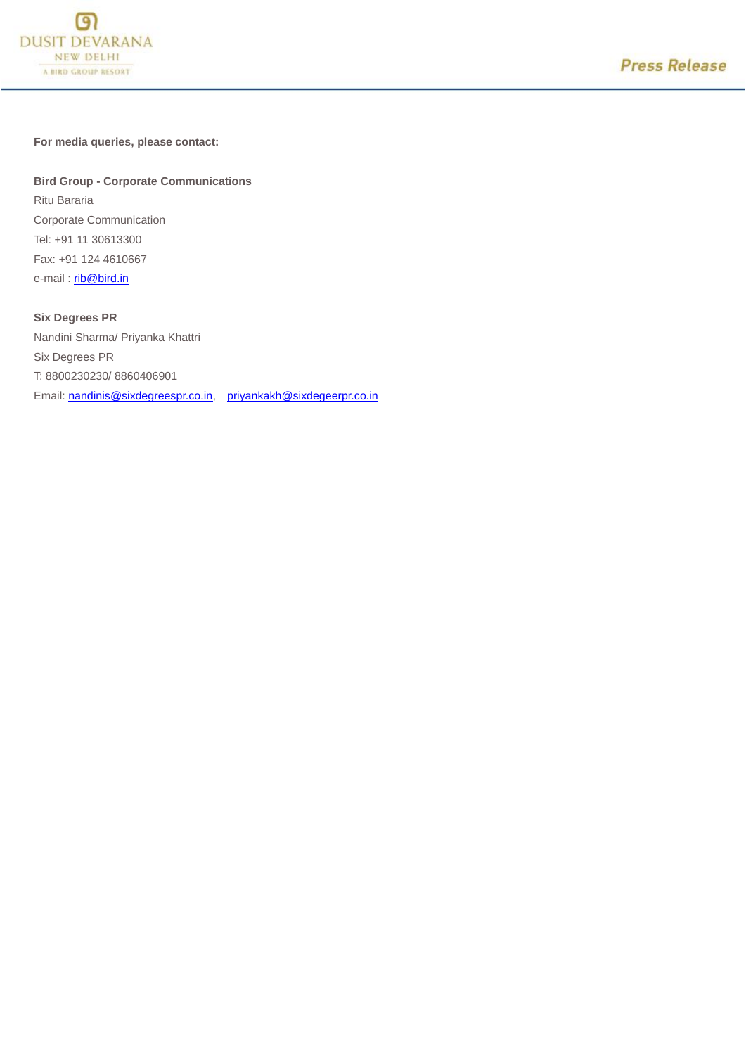**For media queries, please contact:**

**Bird Group - Corporate Communications**
Ritu Bararia
Corporate Communication
Tel: +91 11 30613300
Fax: +91 124 4610667
e-mail : rib@bird.in

**Six Degrees PR**
Nandini Sharma/ Priyanka Khattri
Six Degrees PR
T: 8800230230/ 8860406901
Email: nandinis@sixdegreespr.co.in, priyankakh@sixdegeerpr.co.in